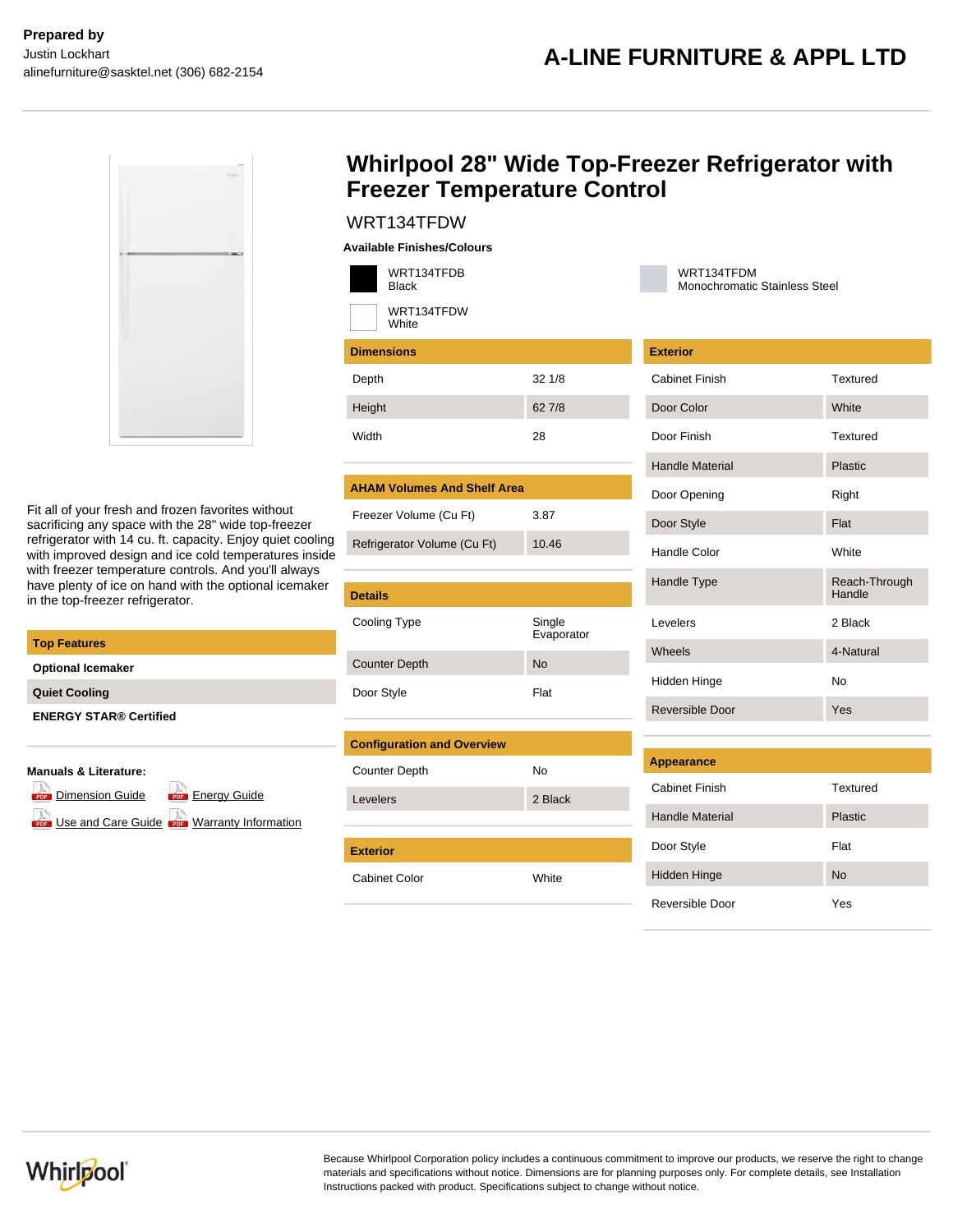**Prepared by**
Justin Lockhart
alinefurniture@sasktel.net (306) 682-2154

# A-LINE FURNITURE & APPL LTD

# Whirlpool 28" Wide Top-Freezer Refrigerator with Freezer Temperature Control

## WRT134TFDW

**Available Finishes/Colours**

- WRT134TFDB Black
- WRT134TFDM Monochromatic Stainless Steel
- WRT134TFDW White

Fit all of your fresh and frozen favorites without sacrificing any space with the 28" wide top-freezer refrigerator with 14 cu. ft. capacity. Enjoy quiet cooling with improved design and ice cold temperatures inside with freezer temperature controls. And you'll always have plenty of ice on hand with the optional icemaker in the top-freezer refrigerator.

| Top Features |
| --- |
| **Optional Icemaker** |
| **Quiet Cooling** |
| **ENERGY STAR® Certified** |

**Manuals & Literature:**

- Dimension Guide
- Energy Guide
- Use and Care Guide
- Warranty Information

| Dimensions | |
| --- | --- |
| Depth | 32 1/8 |
| Height | 62 7/8 |
| Width | 28 |

| AHAM Volumes And Shelf Area | |
| --- | --- |
| Freezer Volume (Cu Ft) | 3.87 |
| Refrigerator Volume (Cu Ft) | 10.46 |

| Details | |
| --- | --- |
| Cooling Type | Single Evaporator |
| Counter Depth | No |
| Door Style | Flat |

| Configuration and Overview | |
| --- | --- |
| Counter Depth | No |
| Levelers | 2 Black |

| Exterior | |
| --- | --- |
| Cabinet Color | White |

| Exterior | |
| --- | --- |
| Cabinet Finish | Textured |
| Door Color | White |
| Door Finish | Textured |
| Handle Material | Plastic |
| Door Opening | Right |
| Door Style | Flat |
| Handle Color | White |
| Handle Type | Reach-Through Handle |
| Levelers | 2 Black |
| Wheels | 4-Natural |
| Hidden Hinge | No |
| Reversible Door | Yes |

| Appearance | |
| --- | --- |
| Cabinet Finish | Textured |
| Handle Material | Plastic |
| Door Style | Flat |
| Hidden Hinge | No |
| Reversible Door | Yes |

Because Whirlpool Corporation policy includes a continuous commitment to improve our products, we reserve the right to change materials and specifications without notice. Dimensions are for planning purposes only. For complete details, see Installation Instructions packed with product. Specifications subject to change without notice.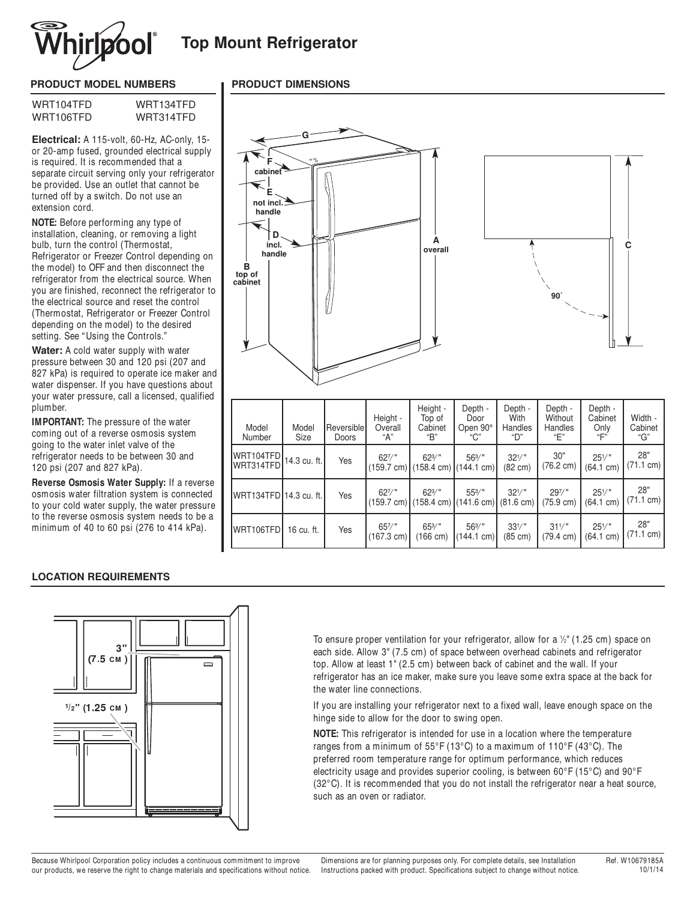# Whirlpool® Top Mount Refrigerator

## PRODUCT MODEL NUMBERS

WRT104TFD WRT134TFD
WRT106TFD WRT314TFD

**Electrical:** A 115-volt, 60-Hz, AC-only, 15- or 20-amp fused, grounded electrical supply is required. It is recommended that a separate circuit serving only your refrigerator be provided. Use an outlet that cannot be turned off by a switch. Do not use an extension cord.

**NOTE:** Before performing any type of installation, cleaning, or removing a light bulb, turn the control (Thermostat, Refrigerator or Freezer Control depending on the model) to OFF and then disconnect the refrigerator from the electrical source. When you are finished, reconnect the refrigerator to the electrical source and reset the control (Thermostat, Refrigerator or Freezer Control depending on the model) to the desired setting. See "Using the Controls."

**Water:** A cold water supply with water pressure between 30 and 120 psi (207 and 827 kPa) is required to operate ice maker and water dispenser. If you have questions about your water pressure, call a licensed, qualified plumber.

**IMPORTANT:** The pressure of the water coming out of a reverse osmosis system going to the water inlet valve of the refrigerator needs to be between 30 and 120 psi (207 and 827 kPa).

**Reverse Osmosis Water Supply:** If a reverse osmosis water filtration system is connected to your cold water supply, the water pressure to the reverse osmosis system needs to be a minimum of 40 to 60 psi (276 to 414 kPa).

## PRODUCT DIMENSIONS

G
F cabinet
E not incl. handle
D incl. handle
B top of cabinet
A overall
C
90°

| Model Number | Model Size | Reversible Doors | Height - Overall "A" | Height - Top of Cabinet "B" | Depth - Door Open 90° "C" | Depth - With Handles "D" | Depth - Without Handles "E" | Depth - Cabinet Only "F" | Width - Cabinet "G" |
|---|---|---|---|---|---|---|---|---|---|
| WRT104TFD WRT314TFD | 14.3 cu. ft. | Yes | 62⅞" (159.7 cm) | 62⅜" (158.4 cm) | 56¾" (144.1 cm) | 32¼" (82 cm) | 30" (76.2 cm) | 25¼" (64.1 cm) | 28" (71.1 cm) |
| WRT134TFD | 14.3 cu. ft. | Yes | 62⅞" (159.7 cm) | 62⅜" (158.4 cm) | 55¾" (141.6 cm) | 32⅛" (81.6 cm) | 29⅞" (75.9 cm) | 25¼" (64.1 cm) | 28" (71.1 cm) |
| WRT106TFD | 16 cu. ft. | Yes | 65⅞" (167.3 cm) | 65⅜" (166 cm) | 56¾" (144.1 cm) | 33½" (85 cm) | 31¼" (79.4 cm) | 25¼" (64.1 cm) | 28" (71.1 cm) |

## LOCATION REQUIREMENTS

3" (7.5 CM)
½" (1.25 CM)

To ensure proper ventilation for your refrigerator, allow for a ½" (1.25 cm) space on each side. Allow 3" (7.5 cm) of space between overhead cabinets and refrigerator top. Allow at least 1" (2.5 cm) between back of cabinet and the wall. If your refrigerator has an ice maker, make sure you leave some extra space at the back for the water line connections.

If you are installing your refrigerator next to a fixed wall, leave enough space on the hinge side to allow for the door to swing open.

**NOTE:** This refrigerator is intended for use in a location where the temperature ranges from a minimum of 55°F (13°C) to a maximum of 110°F (43°C). The preferred room temperature range for optimum performance, which reduces electricity usage and provides superior cooling, is between 60°F (15°C) and 90°F (32°C). It is recommended that you do not install the refrigerator near a heat source, such as an oven or radiator.

Because Whirlpool Corporation policy includes a continuous commitment to improve our products, we reserve the right to change materials and specifications without notice. Dimensions are for planning purposes only. For complete details, see Installation Instructions packed with product. Specifications subject to change without notice. Ref. W10679185A 10/1/14